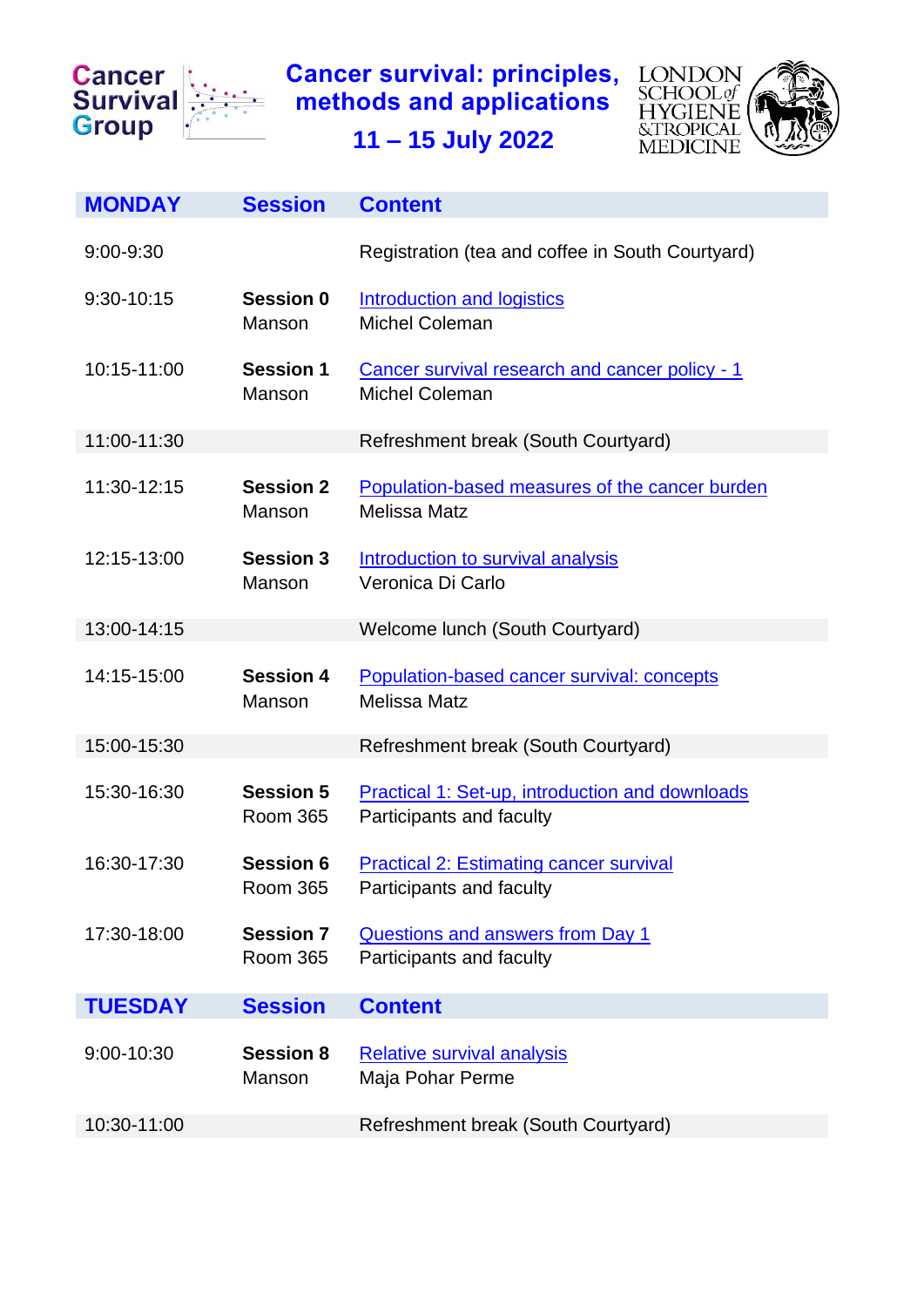Cancer Survival Group

# Cancer survival: principles, methods and applications

## 11 – 15 July 2022

LONDON SCHOOL of HYGIENE &TROPICAL MEDICINE

| MONDAY | Session | Content |
|---|---|---|
| 9:00-9:30 | | Registration (tea and coffee in South Courtyard) |
| 9:30-10:15 | **Session 0** Manson | Introduction and logistics Michel Coleman |
| 10:15-11:00 | **Session 1** Manson | Cancer survival research and cancer policy - 1 Michel Coleman |
| 11:00-11:30 | | Refreshment break (South Courtyard) |
| 11:30-12:15 | **Session 2** Manson | Population-based measures of the cancer burden Melissa Matz |
| 12:15-13:00 | **Session 3** Manson | Introduction to survival analysis Veronica Di Carlo |
| 13:00-14:15 | | Welcome lunch (South Courtyard) |
| 14:15-15:00 | **Session 4** Manson | Population-based cancer survival: concepts Melissa Matz |
| 15:00-15:30 | | Refreshment break (South Courtyard) |
| 15:30-16:30 | **Session 5** Room 365 | Practical 1: Set-up, introduction and downloads Participants and faculty |
| 16:30-17:30 | **Session 6** Room 365 | Practical 2: Estimating cancer survival Participants and faculty |
| 17:30-18:00 | **Session 7** Room 365 | Questions and answers from Day 1 Participants and faculty |

| TUESDAY | Session | Content |
|---|---|---|
| 9:00-10:30 | **Session 8** Manson | Relative survival analysis Maja Pohar Perme |
| 10:30-11:00 | | Refreshment break (South Courtyard) |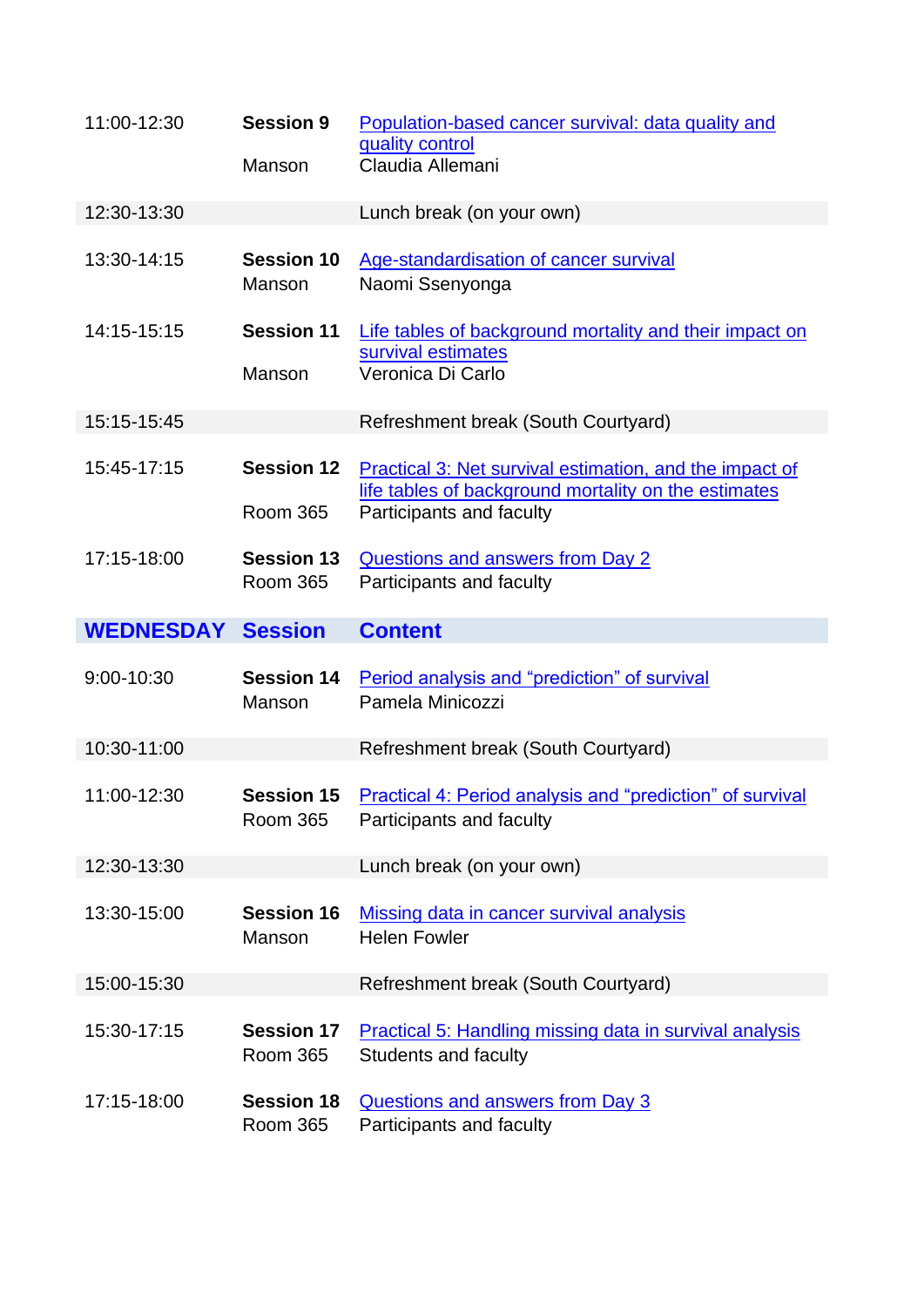| | | |
|---|---|---|
| 11:00-12:30 | **Session 9**<br>Manson | Population-based cancer survival: data quality and quality control<br>Claudia Allemani |
| 12:30-13:30 | | Lunch break (on your own) |
| 13:30-14:15 | **Session 10**<br>Manson | Age-standardisation of cancer survival<br>Naomi Ssenyonga |
| 14:15-15:15 | **Session 11**<br>Manson | Life tables of background mortality and their impact on survival estimates<br>Veronica Di Carlo |
| 15:15-15:45 | | Refreshment break (South Courtyard) |
| 15:45-17:15 | **Session 12**<br>Room 365 | Practical 3: Net survival estimation, and the impact of life tables of background mortality on the estimates<br>Participants and faculty |
| 17:15-18:00 | **Session 13**<br>Room 365 | Questions and answers from Day 2<br>Participants and faculty |

| **WEDNESDAY** | **Session** | **Content** |
|---|---|---|
| 9:00-10:30 | **Session 14**<br>Manson | Period analysis and "prediction" of survival<br>Pamela Minicozzi |
| 10:30-11:00 | | Refreshment break (South Courtyard) |
| 11:00-12:30 | **Session 15**<br>Room 365 | Practical 4: Period analysis and "prediction" of survival<br>Participants and faculty |
| 12:30-13:30 | | Lunch break (on your own) |
| 13:30-15:00 | **Session 16**<br>Manson | Missing data in cancer survival analysis<br>Helen Fowler |
| 15:00-15:30 | | Refreshment break (South Courtyard) |
| 15:30-17:15 | **Session 17**<br>Room 365 | Practical 5: Handling missing data in survival analysis<br>Students and faculty |
| 17:15-18:00 | **Session 18**<br>Room 365 | Questions and answers from Day 3<br>Participants and faculty |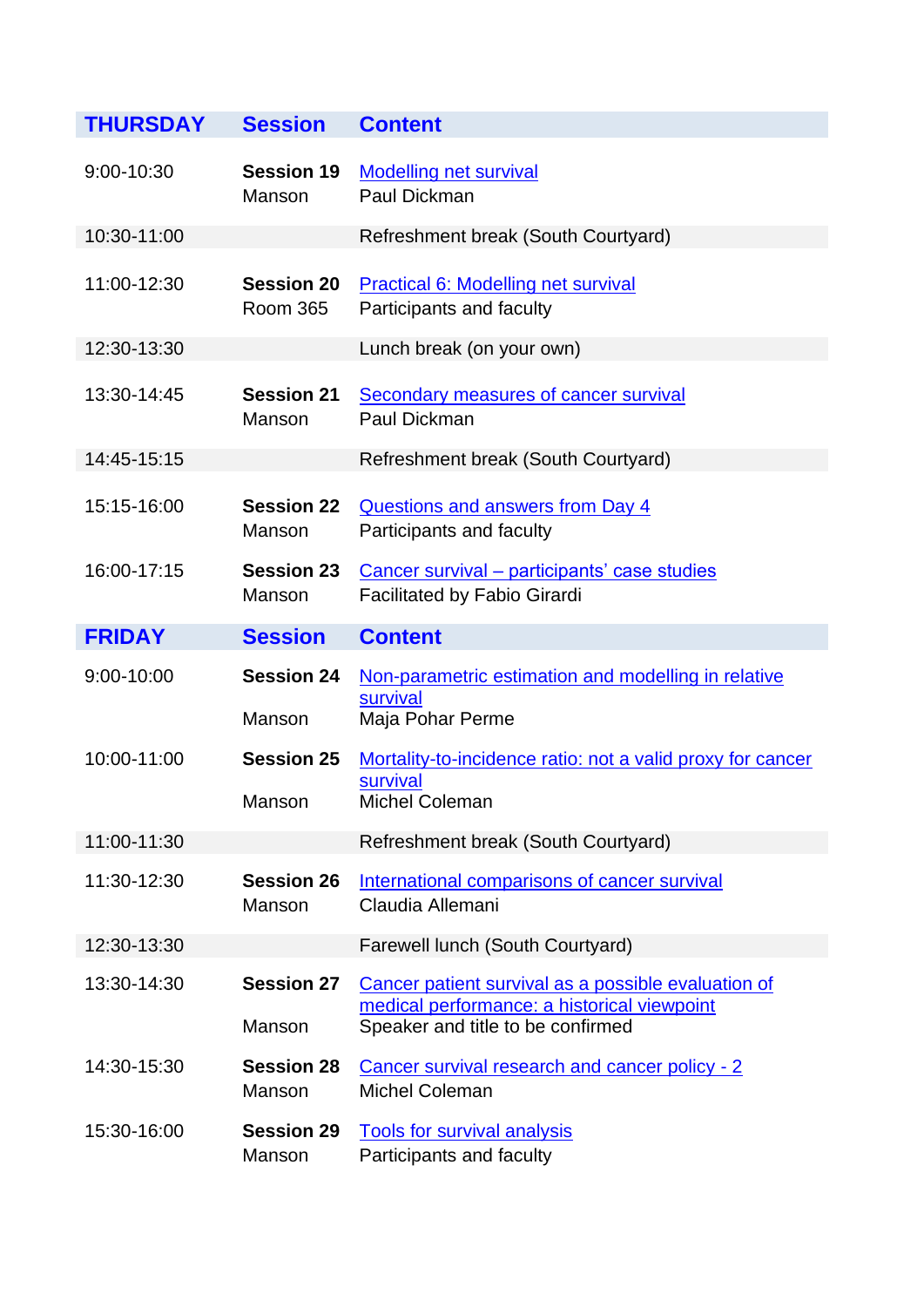| THURSDAY | Session | Content |
|---|---|---|
| 9:00-10:30 | **Session 19** Manson | Modelling net survival Paul Dickman |
| 10:30-11:00 | | Refreshment break (South Courtyard) |
| 11:00-12:30 | **Session 20** Room 365 | Practical 6: Modelling net survival Participants and faculty |
| 12:30-13:30 | | Lunch break (on your own) |
| 13:30-14:45 | **Session 21** Manson | Secondary measures of cancer survival Paul Dickman |
| 14:45-15:15 | | Refreshment break (South Courtyard) |
| 15:15-16:00 | **Session 22** Manson | Questions and answers from Day 4 Participants and faculty |
| 16:00-17:15 | **Session 23** Manson | Cancer survival – participants' case studies Facilitated by Fabio Girardi |

| FRIDAY | Session | Content |
|---|---|---|
| 9:00-10:00 | **Session 24** Manson | Non-parametric estimation and modelling in relative survival Maja Pohar Perme |
| 10:00-11:00 | **Session 25** Manson | Mortality-to-incidence ratio: not a valid proxy for cancer survival Michel Coleman |
| 11:00-11:30 | | Refreshment break (South Courtyard) |
| 11:30-12:30 | **Session 26** Manson | International comparisons of cancer survival Claudia Allemani |
| 12:30-13:30 | | Farewell lunch (South Courtyard) |
| 13:30-14:30 | **Session 27** Manson | Cancer patient survival as a possible evaluation of medical performance: a historical viewpoint Speaker and title to be confirmed |
| 14:30-15:30 | **Session 28** Manson | Cancer survival research and cancer policy - 2 Michel Coleman |
| 15:30-16:00 | **Session 29** Manson | Tools for survival analysis Participants and faculty |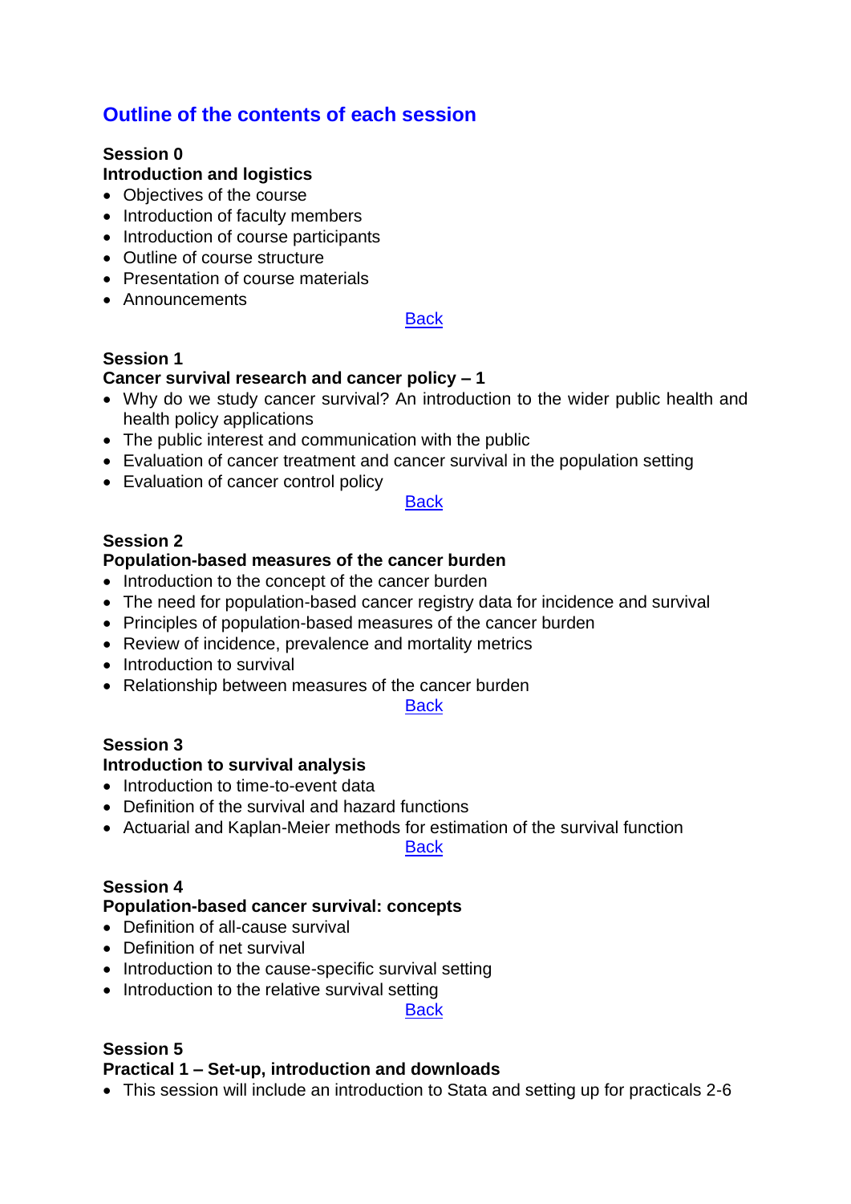## Outline of the contents of each session

**Session 0**
**Introduction and logistics**

- Objectives of the course
- Introduction of faculty members
- Introduction of course participants
- Outline of course structure
- Presentation of course materials
- Announcements

Back

**Session 1**
**Cancer survival research and cancer policy – 1**

- Why do we study cancer survival? An introduction to the wider public health and health policy applications
- The public interest and communication with the public
- Evaluation of cancer treatment and cancer survival in the population setting
- Evaluation of cancer control policy

Back

**Session 2**
**Population-based measures of the cancer burden**

- Introduction to the concept of the cancer burden
- The need for population-based cancer registry data for incidence and survival
- Principles of population-based measures of the cancer burden
- Review of incidence, prevalence and mortality metrics
- Introduction to survival
- Relationship between measures of the cancer burden

Back

**Session 3**
**Introduction to survival analysis**

- Introduction to time-to-event data
- Definition of the survival and hazard functions
- Actuarial and Kaplan-Meier methods for estimation of the survival function

Back

**Session 4**
**Population-based cancer survival: concepts**

- Definition of all-cause survival
- Definition of net survival
- Introduction to the cause-specific survival setting
- Introduction to the relative survival setting

Back

**Session 5**
**Practical 1 – Set-up, introduction and downloads**

- This session will include an introduction to Stata and setting up for practicals 2-6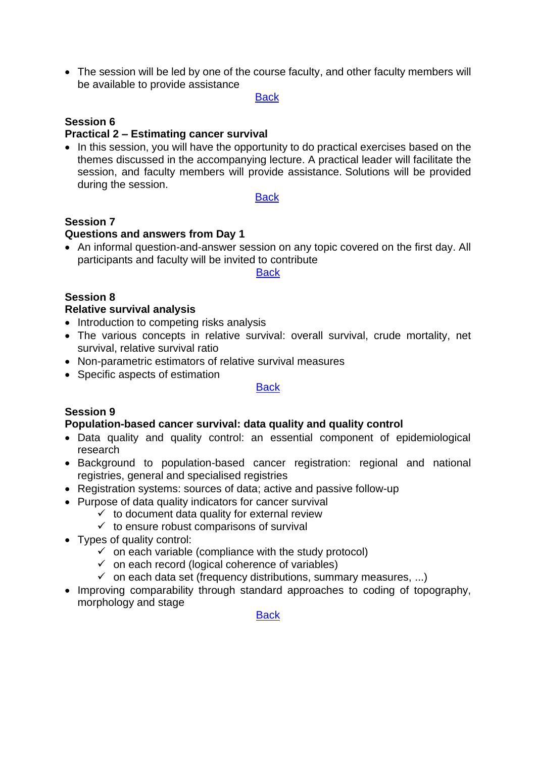- The session will be led by one of the course faculty, and other faculty members will be available to provide assistance

Back

**Session 6**
**Practical 2 – Estimating cancer survival**

- In this session, you will have the opportunity to do practical exercises based on the themes discussed in the accompanying lecture. A practical leader will facilitate the session, and faculty members will provide assistance. Solutions will be provided during the session.

Back

**Session 7**
**Questions and answers from Day 1**

- An informal question-and-answer session on any topic covered on the first day. All participants and faculty will be invited to contribute

Back

**Session 8**
**Relative survival analysis**

- Introduction to competing risks analysis
- The various concepts in relative survival: overall survival, crude mortality, net survival, relative survival ratio
- Non-parametric estimators of relative survival measures
- Specific aspects of estimation

Back

**Session 9**
**Population-based cancer survival: data quality and quality control**

- Data quality and quality control: an essential component of epidemiological research
- Background to population-based cancer registration: regional and national registries, general and specialised registries
- Registration systems: sources of data; active and passive follow-up
- Purpose of data quality indicators for cancer survival
  - ✓ to document data quality for external review
  - ✓ to ensure robust comparisons of survival
- Types of quality control:
  - ✓ on each variable (compliance with the study protocol)
  - ✓ on each record (logical coherence of variables)
  - ✓ on each data set (frequency distributions, summary measures, ...)
- Improving comparability through standard approaches to coding of topography, morphology and stage

Back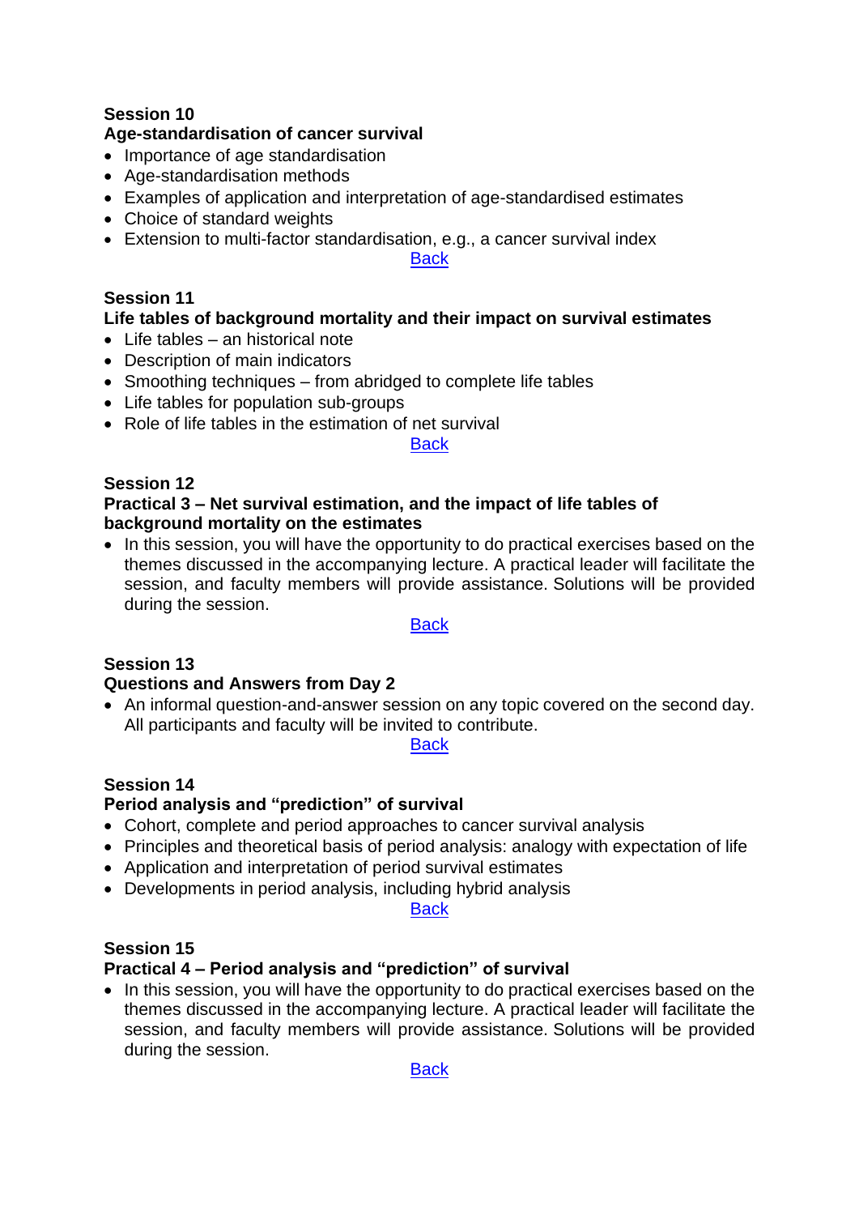**Session 10**

**Age-standardisation of cancer survival**

- Importance of age standardisation
- Age-standardisation methods
- Examples of application and interpretation of age-standardised estimates
- Choice of standard weights
- Extension to multi-factor standardisation, e.g., a cancer survival index

Back

**Session 11**

**Life tables of background mortality and their impact on survival estimates**

- Life tables – an historical note
- Description of main indicators
- Smoothing techniques – from abridged to complete life tables
- Life tables for population sub-groups
- Role of life tables in the estimation of net survival

Back

**Session 12**

**Practical 3 – Net survival estimation, and the impact of life tables of background mortality on the estimates**

- In this session, you will have the opportunity to do practical exercises based on the themes discussed in the accompanying lecture. A practical leader will facilitate the session, and faculty members will provide assistance. Solutions will be provided during the session.

Back

**Session 13**

**Questions and Answers from Day 2**

- An informal question-and-answer session on any topic covered on the second day. All participants and faculty will be invited to contribute.

Back

**Session 14**

**Period analysis and "prediction" of survival**

- Cohort, complete and period approaches to cancer survival analysis
- Principles and theoretical basis of period analysis: analogy with expectation of life
- Application and interpretation of period survival estimates
- Developments in period analysis, including hybrid analysis

Back

**Session 15**

**Practical 4 – Period analysis and "prediction" of survival**

- In this session, you will have the opportunity to do practical exercises based on the themes discussed in the accompanying lecture. A practical leader will facilitate the session, and faculty members will provide assistance. Solutions will be provided during the session.

Back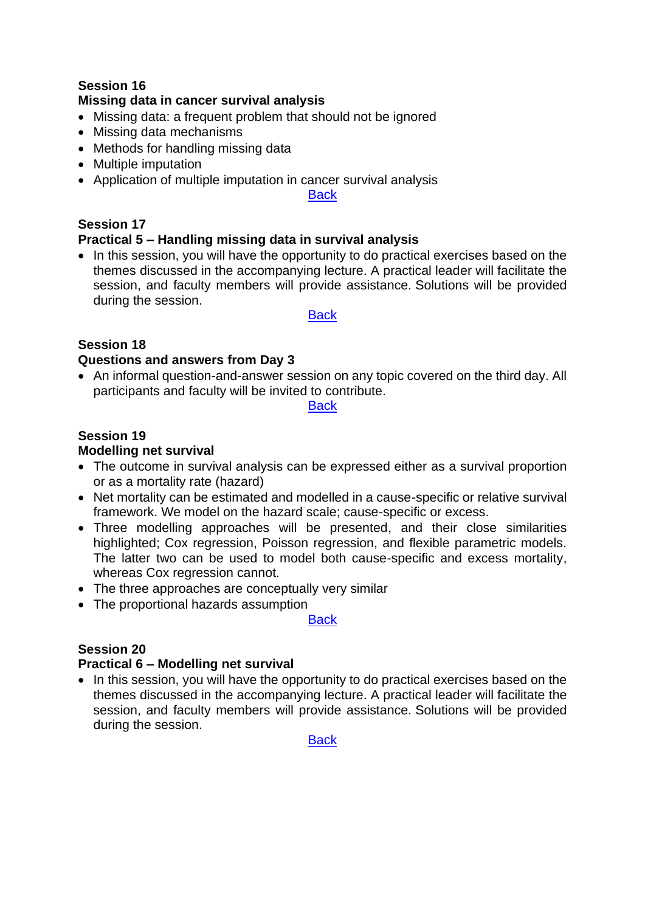**Session 16**

**Missing data in cancer survival analysis**

- Missing data: a frequent problem that should not be ignored
- Missing data mechanisms
- Methods for handling missing data
- Multiple imputation
- Application of multiple imputation in cancer survival analysis

Back

**Session 17**

**Practical 5 – Handling missing data in survival analysis**

- In this session, you will have the opportunity to do practical exercises based on the themes discussed in the accompanying lecture. A practical leader will facilitate the session, and faculty members will provide assistance. Solutions will be provided during the session.

Back

**Session 18**

**Questions and answers from Day 3**

- An informal question-and-answer session on any topic covered on the third day. All participants and faculty will be invited to contribute.

Back

**Session 19**

**Modelling net survival**

- The outcome in survival analysis can be expressed either as a survival proportion or as a mortality rate (hazard)
- Net mortality can be estimated and modelled in a cause-specific or relative survival framework. We model on the hazard scale; cause-specific or excess.
- Three modelling approaches will be presented, and their close similarities highlighted; Cox regression, Poisson regression, and flexible parametric models. The latter two can be used to model both cause-specific and excess mortality, whereas Cox regression cannot.
- The three approaches are conceptually very similar
- The proportional hazards assumption

Back

**Session 20**

**Practical 6 – Modelling net survival**

- In this session, you will have the opportunity to do practical exercises based on the themes discussed in the accompanying lecture. A practical leader will facilitate the session, and faculty members will provide assistance. Solutions will be provided during the session.

Back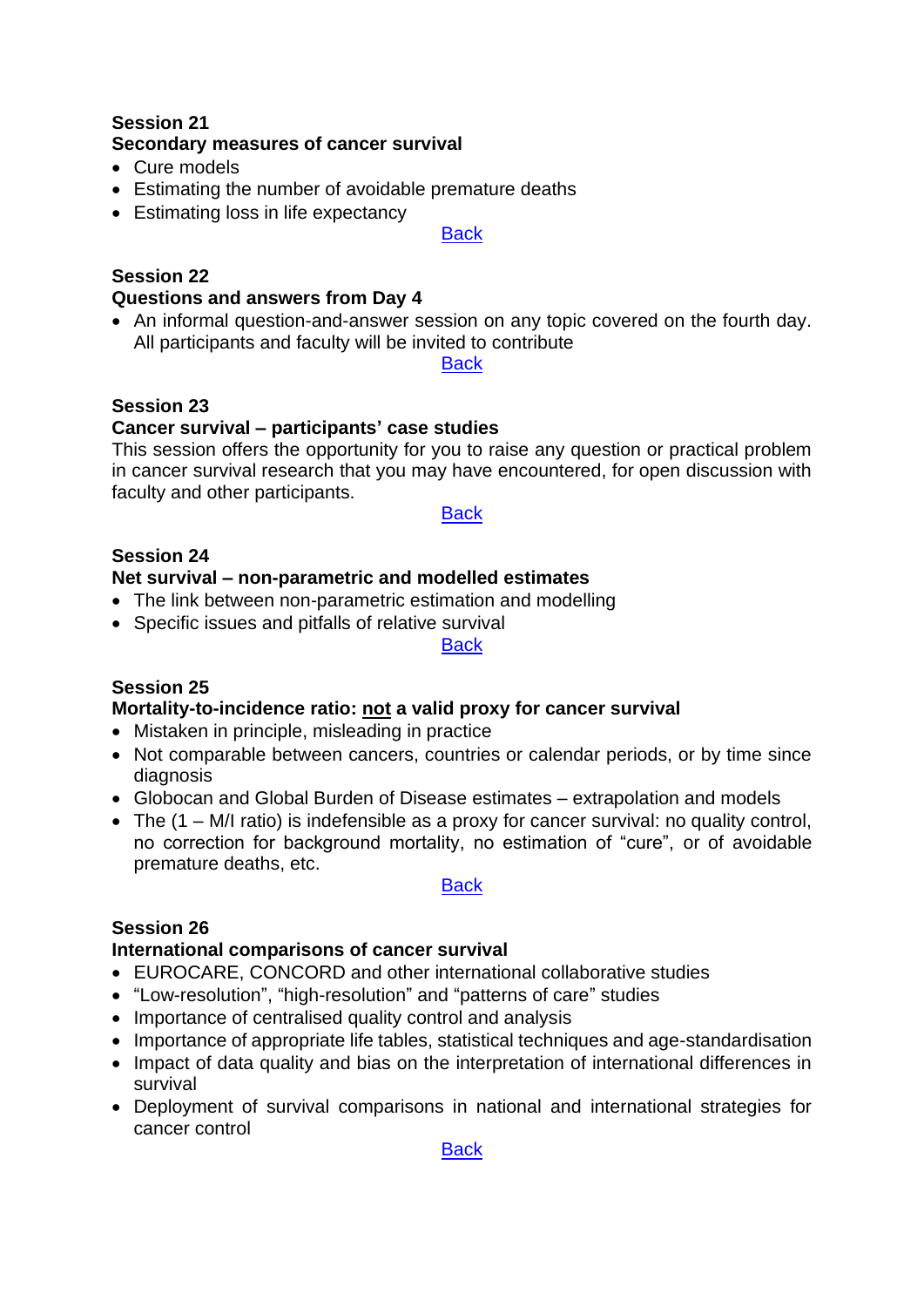**Session 21**
**Secondary measures of cancer survival**

- Cure models
- Estimating the number of avoidable premature deaths
- Estimating loss in life expectancy

Back

**Session 22**
**Questions and answers from Day 4**

- An informal question-and-answer session on any topic covered on the fourth day. All participants and faculty will be invited to contribute

Back

**Session 23**
**Cancer survival – participants' case studies**

This session offers the opportunity for you to raise any question or practical problem in cancer survival research that you may have encountered, for open discussion with faculty and other participants.

Back

**Session 24**
**Net survival – non-parametric and modelled estimates**

- The link between non-parametric estimation and modelling
- Specific issues and pitfalls of relative survival

Back

**Session 25**
**Mortality-to-incidence ratio: <u>not</u> a valid proxy for cancer survival**

- Mistaken in principle, misleading in practice
- Not comparable between cancers, countries or calendar periods, or by time since diagnosis
- Globocan and Global Burden of Disease estimates – extrapolation and models
- The (1 – M/I ratio) is indefensible as a proxy for cancer survival: no quality control, no correction for background mortality, no estimation of "cure", or of avoidable premature deaths, etc.

Back

**Session 26**
**International comparisons of cancer survival**

- EUROCARE, CONCORD and other international collaborative studies
- "Low-resolution", "high-resolution" and "patterns of care" studies
- Importance of centralised quality control and analysis
- Importance of appropriate life tables, statistical techniques and age-standardisation
- Impact of data quality and bias on the interpretation of international differences in survival
- Deployment of survival comparisons in national and international strategies for cancer control

Back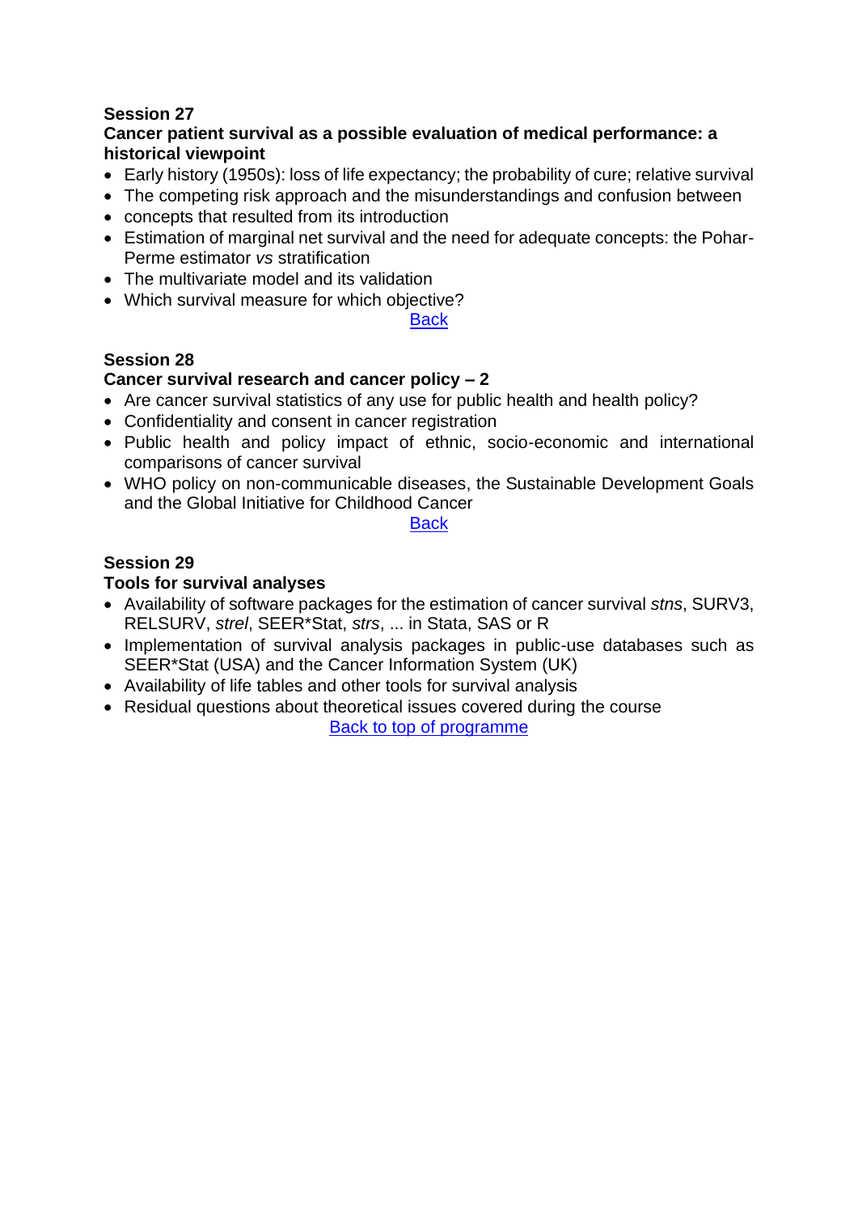**Session 27**

**Cancer patient survival as a possible evaluation of medical performance: a historical viewpoint**

- Early history (1950s): loss of life expectancy; the probability of cure; relative survival
- The competing risk approach and the misunderstandings and confusion between
- concepts that resulted from its introduction
- Estimation of marginal net survival and the need for adequate concepts: the Pohar-Perme estimator *vs* stratification
- The multivariate model and its validation
- Which survival measure for which objective?

Back

**Session 28**

**Cancer survival research and cancer policy – 2**

- Are cancer survival statistics of any use for public health and health policy?
- Confidentiality and consent in cancer registration
- Public health and policy impact of ethnic, socio-economic and international comparisons of cancer survival
- WHO policy on non-communicable diseases, the Sustainable Development Goals and the Global Initiative for Childhood Cancer

Back

**Session 29**

**Tools for survival analyses**

- Availability of software packages for the estimation of cancer survival *stns*, SURV3, RELSURV, *strel*, SEER*Stat, *strs*, ... in Stata, SAS or R
- Implementation of survival analysis packages in public-use databases such as SEER*Stat (USA) and the Cancer Information System (UK)
- Availability of life tables and other tools for survival analysis
- Residual questions about theoretical issues covered during the course

Back to top of programme